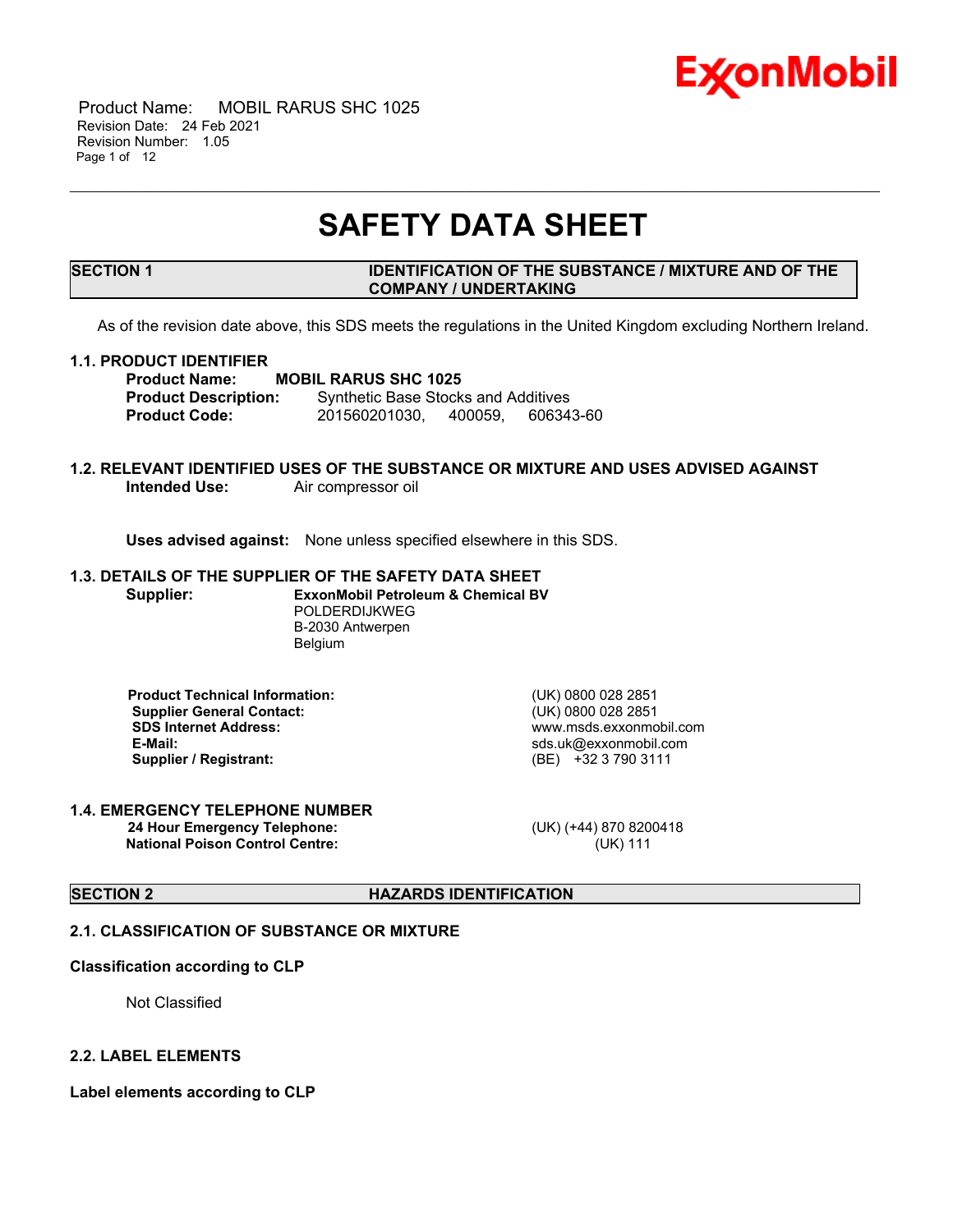# SAFETY DATA SHEET

## SECTION 1 IDENTIFICATION OF THE SUBSTANCE / MIXTURE AND OF THE COMPANY / UNDERTAKING

As of the revision date above, this SDS meets the regulations in the United Kingdom excluding Northern Ireland.

### 1.1. PRODUCT IDENTIFIER

**Product Name:** **MOBIL RARUS SHC 1025**
**Product Description:** Synthetic Base Stocks and Additives
**Product Code:** 201560201030, 400059, 606343-60

### 1.2. RELEVANT IDENTIFIED USES OF THE SUBSTANCE OR MIXTURE AND USES ADVISED AGAINST

**Intended Use:** Air compressor oil

**Uses advised against:** None unless specified elsewhere in this SDS.

### 1.3. DETAILS OF THE SUPPLIER OF THE SAFETY DATA SHEET

**Supplier:** **ExxonMobil Petroleum & Chemical BV**
POLDERDIJKWEG
B-2030 Antwerpen
Belgium

| | |
|---|---|
| **Product Technical Information:** | (UK) 0800 028 2851 |
| **Supplier General Contact:** | (UK) 0800 028 2851 |
| **SDS Internet Address:** | www.msds.exxonmobil.com |
| **E-Mail:** | sds.uk@exxonmobil.com |
| **Supplier / Registrant:** | (BE) +32 3 790 3111 |

### 1.4. EMERGENCY TELEPHONE NUMBER

| | |
|---|---|
| **24 Hour Emergency Telephone:** | (UK) (+44) 870 8200418 |
| **National Poison Control Centre:** | (UK) 111 |

## SECTION 2 HAZARDS IDENTIFICATION

### 2.1. CLASSIFICATION OF SUBSTANCE OR MIXTURE

**Classification according to CLP**

Not Classified

### 2.2. LABEL ELEMENTS

**Label elements according to CLP**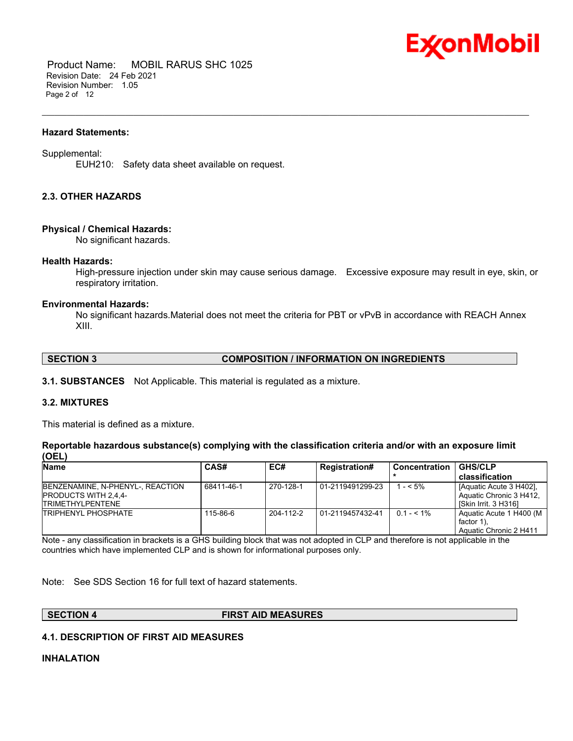**Hazard Statements:**

Supplemental:

EUH210: Safety data sheet available on request.

**2.3. OTHER HAZARDS**

**Physical / Chemical Hazards:**

No significant hazards.

**Health Hazards:**

High-pressure injection under skin may cause serious damage. Excessive exposure may result in eye, skin, or respiratory irritation.

**Environmental Hazards:**

No significant hazards.Material does not meet the criteria for PBT or vPvB in accordance with REACH Annex XIII.

## SECTION 3 COMPOSITION / INFORMATION ON INGREDIENTS

**3.1. SUBSTANCES** Not Applicable. This material is regulated as a mixture.

**3.2. MIXTURES**

This material is defined as a mixture.

**Reportable hazardous substance(s) complying with the classification criteria and/or with an exposure limit (OEL)**

| Name | CAS# | EC# | Registration# | Concentration * | GHS/CLP classification |
|---|---|---|---|---|---|
| BENZENAMINE, N-PHENYL-, REACTION PRODUCTS WITH 2,4,4-TRIMETHYLPENTENE | 68411-46-1 | 270-128-1 | 01-2119491299-23 | 1 - < 5% | [Aquatic Acute 3 H402], Aquatic Chronic 3 H412, [Skin Irrit. 3 H316] |
| TRIPHENYL PHOSPHATE | 115-86-6 | 204-112-2 | 01-2119457432-41 | 0.1 - < 1% | Aquatic Acute 1 H400 (M factor 1), Aquatic Chronic 2 H411 |

Note - any classification in brackets is a GHS building block that was not adopted in CLP and therefore is not applicable in the countries which have implemented CLP and is shown for informational purposes only.

Note: See SDS Section 16 for full text of hazard statements.

## SECTION 4 FIRST AID MEASURES

**4.1. DESCRIPTION OF FIRST AID MEASURES**

**INHALATION**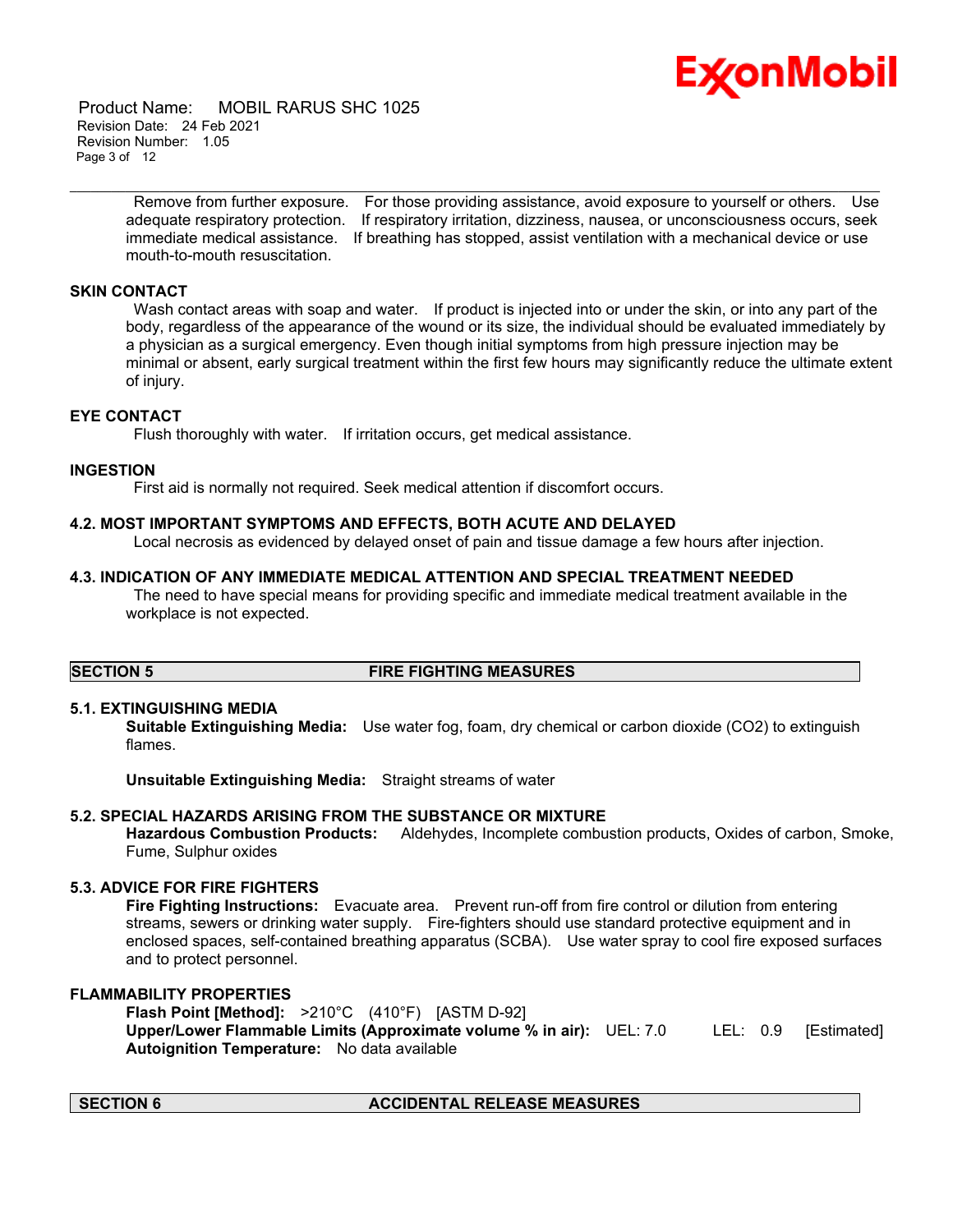Remove from further exposure. For those providing assistance, avoid exposure to yourself or others. Use adequate respiratory protection. If respiratory irritation, dizziness, nausea, or unconsciousness occurs, seek immediate medical assistance. If breathing has stopped, assist ventilation with a mechanical device or use mouth-to-mouth resuscitation.

### SKIN CONTACT

Wash contact areas with soap and water. If product is injected into or under the skin, or into any part of the body, regardless of the appearance of the wound or its size, the individual should be evaluated immediately by a physician as a surgical emergency. Even though initial symptoms from high pressure injection may be minimal or absent, early surgical treatment within the first few hours may significantly reduce the ultimate extent of injury.

### EYE CONTACT

Flush thoroughly with water. If irritation occurs, get medical assistance.

### INGESTION

First aid is normally not required. Seek medical attention if discomfort occurs.

### 4.2. MOST IMPORTANT SYMPTOMS AND EFFECTS, BOTH ACUTE AND DELAYED

Local necrosis as evidenced by delayed onset of pain and tissue damage a few hours after injection.

### 4.3. INDICATION OF ANY IMMEDIATE MEDICAL ATTENTION AND SPECIAL TREATMENT NEEDED

The need to have special means for providing specific and immediate medical treatment available in the workplace is not expected.

## SECTION 5 FIRE FIGHTING MEASURES

### 5.1. EXTINGUISHING MEDIA

**Suitable Extinguishing Media:** Use water fog, foam, dry chemical or carbon dioxide (CO2) to extinguish flames.

**Unsuitable Extinguishing Media:** Straight streams of water

### 5.2. SPECIAL HAZARDS ARISING FROM THE SUBSTANCE OR MIXTURE

**Hazardous Combustion Products:** Aldehydes, Incomplete combustion products, Oxides of carbon, Smoke, Fume, Sulphur oxides

### 5.3. ADVICE FOR FIRE FIGHTERS

**Fire Fighting Instructions:** Evacuate area. Prevent run-off from fire control or dilution from entering streams, sewers or drinking water supply. Fire-fighters should use standard protective equipment and in enclosed spaces, self-contained breathing apparatus (SCBA). Use water spray to cool fire exposed surfaces and to protect personnel.

### FLAMMABILITY PROPERTIES

**Flash Point [Method]:** >210°C (410°F) [ASTM D-92]
**Upper/Lower Flammable Limits (Approximate volume % in air):** UEL: 7.0 LEL: 0.9 [Estimated]
**Autoignition Temperature:** No data available

## SECTION 6 ACCIDENTAL RELEASE MEASURES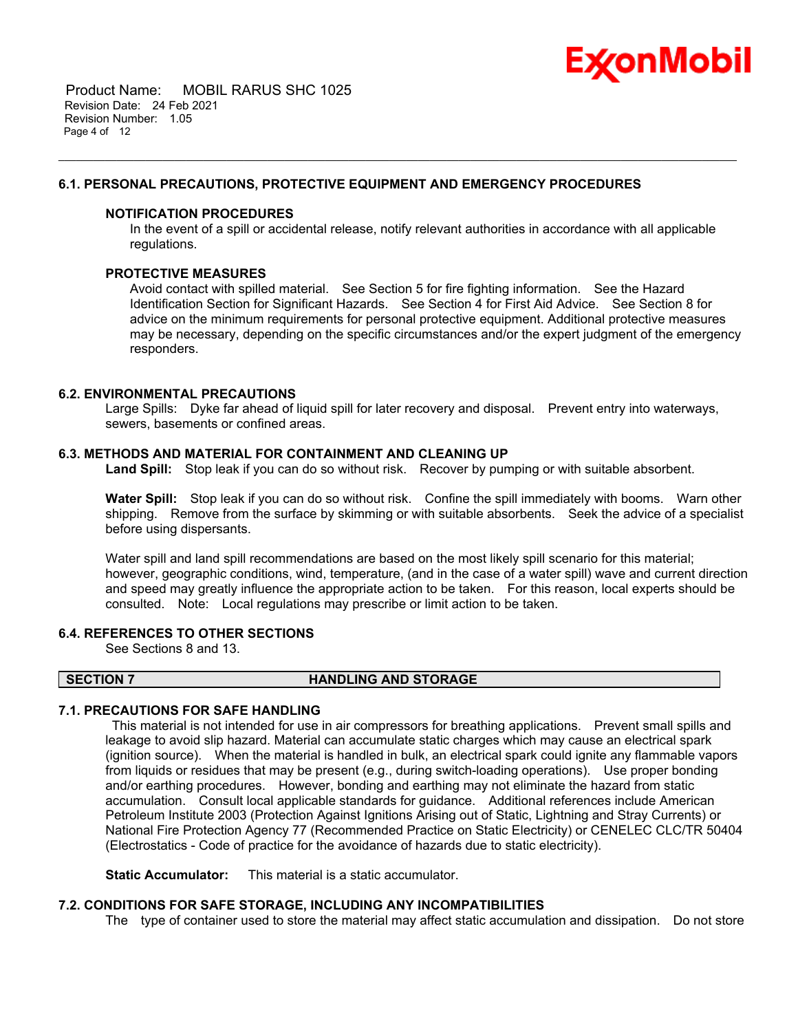### 6.1. PERSONAL PRECAUTIONS, PROTECTIVE EQUIPMENT AND EMERGENCY PROCEDURES

**NOTIFICATION PROCEDURES**

In the event of a spill or accidental release, notify relevant authorities in accordance with all applicable regulations.

**PROTECTIVE MEASURES**

Avoid contact with spilled material. See Section 5 for fire fighting information. See the Hazard Identification Section for Significant Hazards. See Section 4 for First Aid Advice. See Section 8 for advice on the minimum requirements for personal protective equipment. Additional protective measures may be necessary, depending on the specific circumstances and/or the expert judgment of the emergency responders.

### 6.2. ENVIRONMENTAL PRECAUTIONS

Large Spills: Dyke far ahead of liquid spill for later recovery and disposal. Prevent entry into waterways, sewers, basements or confined areas.

### 6.3. METHODS AND MATERIAL FOR CONTAINMENT AND CLEANING UP

**Land Spill:** Stop leak if you can do so without risk. Recover by pumping or with suitable absorbent.

**Water Spill:** Stop leak if you can do so without risk. Confine the spill immediately with booms. Warn other shipping. Remove from the surface by skimming or with suitable absorbents. Seek the advice of a specialist before using dispersants.

Water spill and land spill recommendations are based on the most likely spill scenario for this material; however, geographic conditions, wind, temperature, (and in the case of a water spill) wave and current direction and speed may greatly influence the appropriate action to be taken. For this reason, local experts should be consulted. Note: Local regulations may prescribe or limit action to be taken.

### 6.4. REFERENCES TO OTHER SECTIONS

See Sections 8 and 13.

## SECTION 7 HANDLING AND STORAGE

### 7.1. PRECAUTIONS FOR SAFE HANDLING

This material is not intended for use in air compressors for breathing applications. Prevent small spills and leakage to avoid slip hazard. Material can accumulate static charges which may cause an electrical spark (ignition source). When the material is handled in bulk, an electrical spark could ignite any flammable vapors from liquids or residues that may be present (e.g., during switch-loading operations). Use proper bonding and/or earthing procedures. However, bonding and earthing may not eliminate the hazard from static accumulation. Consult local applicable standards for guidance. Additional references include American Petroleum Institute 2003 (Protection Against Ignitions Arising out of Static, Lightning and Stray Currents) or National Fire Protection Agency 77 (Recommended Practice on Static Electricity) or CENELEC CLC/TR 50404 (Electrostatics - Code of practice for the avoidance of hazards due to static electricity).

**Static Accumulator:** This material is a static accumulator.

### 7.2. CONDITIONS FOR SAFE STORAGE, INCLUDING ANY INCOMPATIBILITIES

The type of container used to store the material may affect static accumulation and dissipation. Do not store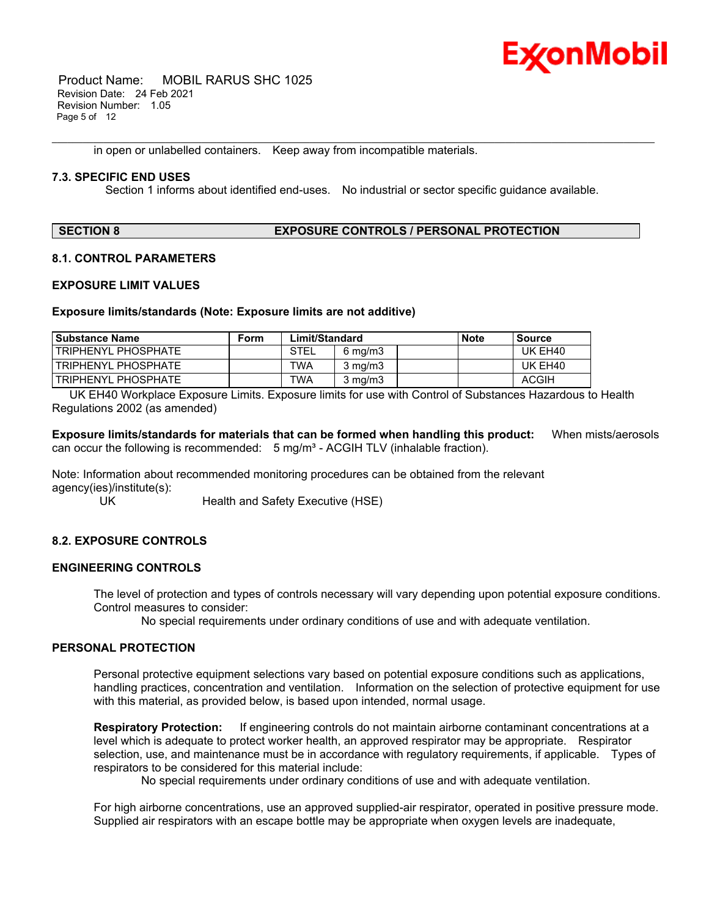in open or unlabelled containers.   Keep away from incompatible materials.

### 7.3. SPECIFIC END USES

Section 1 informs about identified end-uses.   No industrial or sector specific guidance available.

## SECTION 8    EXPOSURE CONTROLS / PERSONAL PROTECTION

### 8.1. CONTROL PARAMETERS

### EXPOSURE LIMIT VALUES

**Exposure limits/standards (Note: Exposure limits are not additive)**

| Substance Name | Form | Limit/Standard | | | Note | Source |
|---|---|---|---|---|---|---|
| TRIPHENYL PHOSPHATE | | STEL | 6 mg/m3 | | | UK EH40 |
| TRIPHENYL PHOSPHATE | | TWA | 3 mg/m3 | | | UK EH40 |
| TRIPHENYL PHOSPHATE | | TWA | 3 mg/m3 | | | ACGIH |

UK EH40 Workplace Exposure Limits. Exposure limits for use with Control of Substances Hazardous to Health Regulations 2002 (as amended)

**Exposure limits/standards for materials that can be formed when handling this product:**   When mists/aerosols can occur the following is recommended:   5 mg/m³ - ACGIH TLV (inhalable fraction).

Note: Information about recommended monitoring procedures can be obtained from the relevant agency(ies)/institute(s):

UK    Health and Safety Executive (HSE)

### 8.2. EXPOSURE CONTROLS

### ENGINEERING CONTROLS

The level of protection and types of controls necessary will vary depending upon potential exposure conditions. Control measures to consider:

No special requirements under ordinary conditions of use and with adequate ventilation.

### PERSONAL PROTECTION

Personal protective equipment selections vary based on potential exposure conditions such as applications, handling practices, concentration and ventilation.   Information on the selection of protective equipment for use with this material, as provided below, is based upon intended, normal usage.

**Respiratory Protection:**   If engineering controls do not maintain airborne contaminant concentrations at a level which is adequate to protect worker health, an approved respirator may be appropriate.   Respirator selection, use, and maintenance must be in accordance with regulatory requirements, if applicable.   Types of respirators to be considered for this material include:

No special requirements under ordinary conditions of use and with adequate ventilation.

For high airborne concentrations, use an approved supplied-air respirator, operated in positive pressure mode. Supplied air respirators with an escape bottle may be appropriate when oxygen levels are inadequate,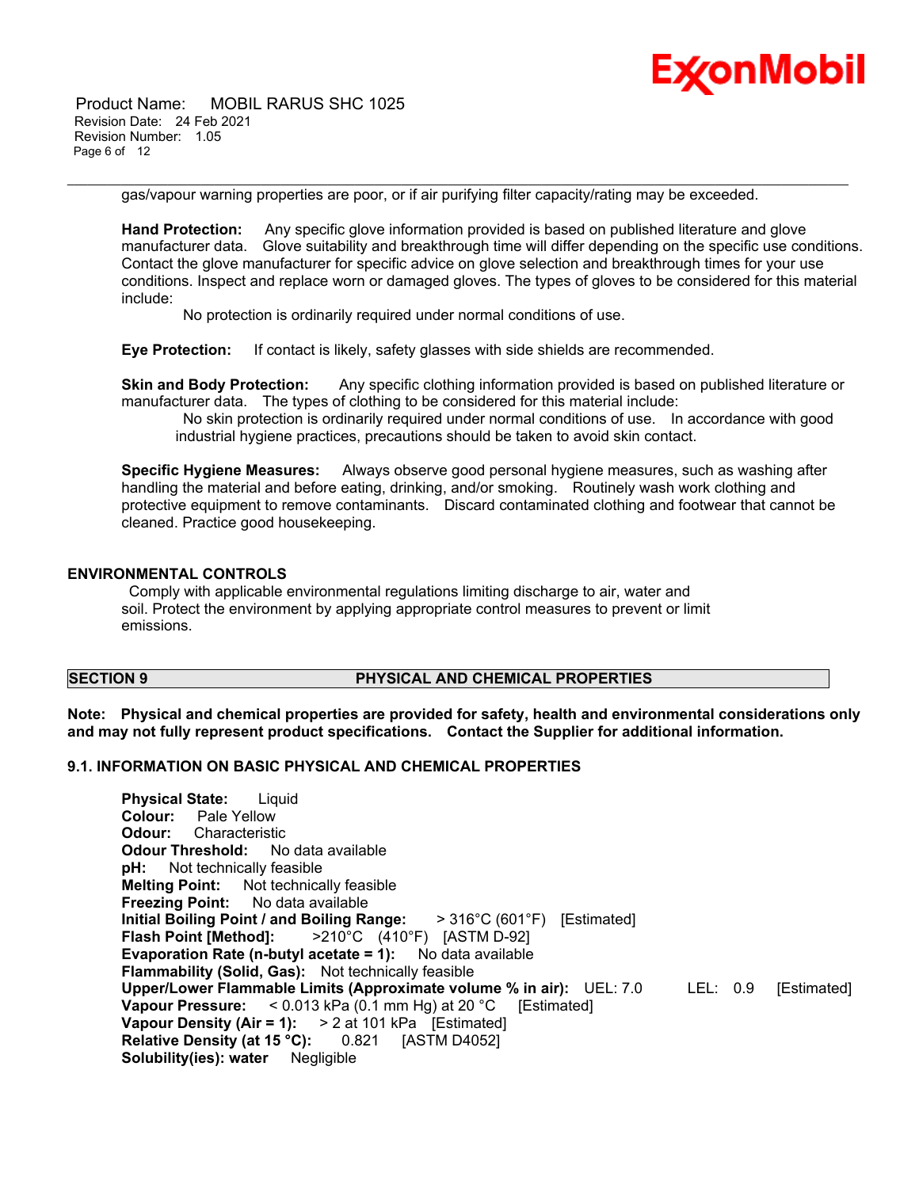gas/vapour warning properties are poor, or if air purifying filter capacity/rating may be exceeded.

**Hand Protection:** Any specific glove information provided is based on published literature and glove manufacturer data. Glove suitability and breakthrough time will differ depending on the specific use conditions. Contact the glove manufacturer for specific advice on glove selection and breakthrough times for your use conditions. Inspect and replace worn or damaged gloves. The types of gloves to be considered for this material include:

No protection is ordinarily required under normal conditions of use.

**Eye Protection:** If contact is likely, safety glasses with side shields are recommended.

**Skin and Body Protection:** Any specific clothing information provided is based on published literature or manufacturer data. The types of clothing to be considered for this material include:

No skin protection is ordinarily required under normal conditions of use. In accordance with good industrial hygiene practices, precautions should be taken to avoid skin contact.

**Specific Hygiene Measures:** Always observe good personal hygiene measures, such as washing after handling the material and before eating, drinking, and/or smoking. Routinely wash work clothing and protective equipment to remove contaminants. Discard contaminated clothing and footwear that cannot be cleaned. Practice good housekeeping.

### ENVIRONMENTAL CONTROLS

Comply with applicable environmental regulations limiting discharge to air, water and soil. Protect the environment by applying appropriate control measures to prevent or limit emissions.

## SECTION 9 PHYSICAL AND CHEMICAL PROPERTIES

**Note: Physical and chemical properties are provided for safety, health and environmental considerations only and may not fully represent product specifications. Contact the Supplier for additional information.**

### 9.1. INFORMATION ON BASIC PHYSICAL AND CHEMICAL PROPERTIES

**Physical State:** Liquid
**Colour:** Pale Yellow
**Odour:** Characteristic
**Odour Threshold:** No data available
**pH:** Not technically feasible
**Melting Point:** Not technically feasible
**Freezing Point:** No data available
**Initial Boiling Point / and Boiling Range:** > 316°C (601°F) [Estimated]
**Flash Point [Method]:** >210°C (410°F) [ASTM D-92]
**Evaporation Rate (n-butyl acetate = 1):** No data available
**Flammability (Solid, Gas):** Not technically feasible
**Upper/Lower Flammable Limits (Approximate volume % in air):** UEL: 7.0 LEL: 0.9 [Estimated]
**Vapour Pressure:** < 0.013 kPa (0.1 mm Hg) at 20 °C [Estimated]
**Vapour Density (Air = 1):** > 2 at 101 kPa [Estimated]
**Relative Density (at 15 °C):** 0.821 [ASTM D4052]
**Solubility(ies): water** Negligible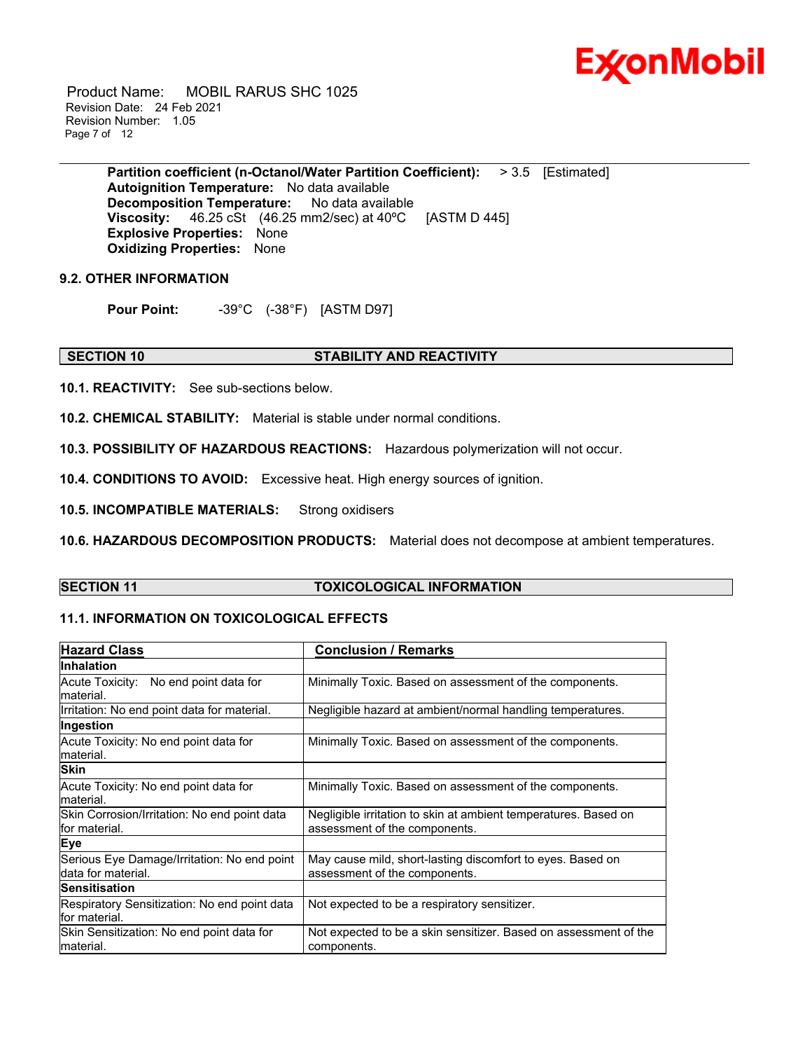**Partition coefficient (n-Octanol/Water Partition Coefficient):** > 3.5 [Estimated]
**Autoignition Temperature:** No data available
**Decomposition Temperature:** No data available
**Viscosity:** 46.25 cSt (46.25 mm2/sec) at 40ºC [ASTM D 445]
**Explosive Properties:** None
**Oxidizing Properties:** None

**9.2. OTHER INFORMATION**

**Pour Point:** -39°C (-38°F) [ASTM D97]

## SECTION 10 STABILITY AND REACTIVITY

**10.1. REACTIVITY:** See sub-sections below.

**10.2. CHEMICAL STABILITY:** Material is stable under normal conditions.

**10.3. POSSIBILITY OF HAZARDOUS REACTIONS:** Hazardous polymerization will not occur.

**10.4. CONDITIONS TO AVOID:** Excessive heat. High energy sources of ignition.

**10.5. INCOMPATIBLE MATERIALS:** Strong oxidisers

**10.6. HAZARDOUS DECOMPOSITION PRODUCTS:** Material does not decompose at ambient temperatures.

## SECTION 11 TOXICOLOGICAL INFORMATION

**11.1. INFORMATION ON TOXICOLOGICAL EFFECTS**

| Hazard Class | Conclusion / Remarks |
|---|---|
| **Inhalation** | |
| Acute Toxicity: No end point data for material. | Minimally Toxic. Based on assessment of the components. |
| Irritation: No end point data for material. | Negligible hazard at ambient/normal handling temperatures. |
| **Ingestion** | |
| Acute Toxicity: No end point data for material. | Minimally Toxic. Based on assessment of the components. |
| **Skin** | |
| Acute Toxicity: No end point data for material. | Minimally Toxic. Based on assessment of the components. |
| Skin Corrosion/Irritation: No end point data for material. | Negligible irritation to skin at ambient temperatures. Based on assessment of the components. |
| **Eye** | |
| Serious Eye Damage/Irritation: No end point data for material. | May cause mild, short-lasting discomfort to eyes. Based on assessment of the components. |
| **Sensitisation** | |
| Respiratory Sensitization: No end point data for material. | Not expected to be a respiratory sensitizer. |
| Skin Sensitization: No end point data for material. | Not expected to be a skin sensitizer. Based on assessment of the components. |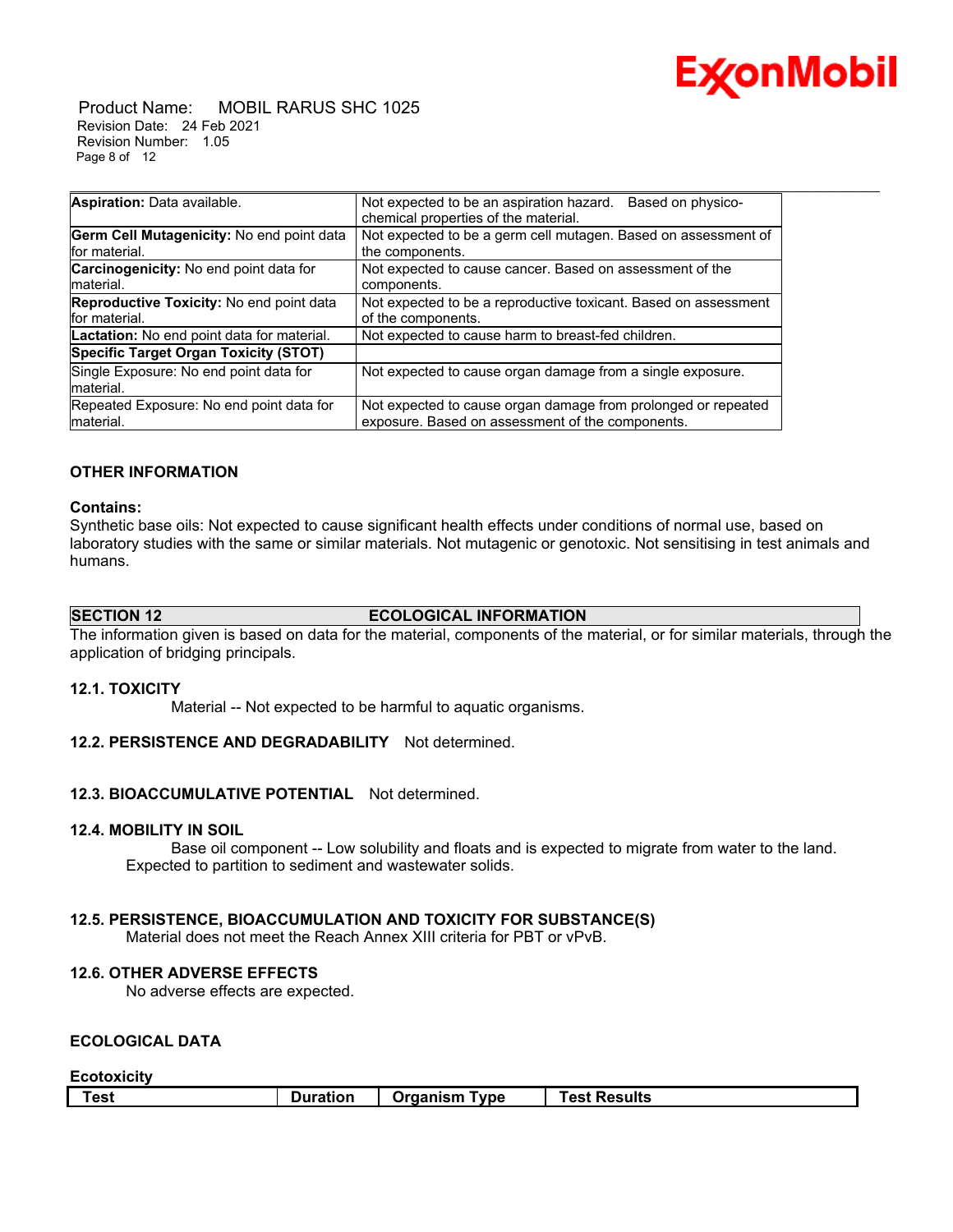| | |
|---|---|
| **Aspiration:** Data available. | Not expected to be an aspiration hazard. Based on physico-chemical properties of the material. |
| **Germ Cell Mutagenicity:** No end point data for material. | Not expected to be a germ cell mutagen. Based on assessment of the components. |
| **Carcinogenicity:** No end point data for material. | Not expected to cause cancer. Based on assessment of the components. |
| **Reproductive Toxicity:** No end point data for material. | Not expected to be a reproductive toxicant. Based on assessment of the components. |
| **Lactation:** No end point data for material. | Not expected to cause harm to breast-fed children. |
| **Specific Target Organ Toxicity (STOT)** | |
| Single Exposure: No end point data for material. | Not expected to cause organ damage from a single exposure. |
| Repeated Exposure: No end point data for material. | Not expected to cause organ damage from prolonged or repeated exposure. Based on assessment of the components. |

### OTHER INFORMATION

**Contains:**

Synthetic base oils: Not expected to cause significant health effects under conditions of normal use, based on laboratory studies with the same or similar materials. Not mutagenic or genotoxic. Not sensitising in test animals and humans.

## SECTION 12 ECOLOGICAL INFORMATION

The information given is based on data for the material, components of the material, or for similar materials, through the application of bridging principals.

### 12.1. TOXICITY

Material -- Not expected to be harmful to aquatic organisms.

### 12.2. PERSISTENCE AND DEGRADABILITY

Not determined.

### 12.3. BIOACCUMULATIVE POTENTIAL

Not determined.

### 12.4. MOBILITY IN SOIL

Base oil component -- Low solubility and floats and is expected to migrate from water to the land. Expected to partition to sediment and wastewater solids.

### 12.5. PERSISTENCE, BIOACCUMULATION AND TOXICITY FOR SUBSTANCE(S)

Material does not meet the Reach Annex XIII criteria for PBT or vPvB.

### 12.6. OTHER ADVERSE EFFECTS

No adverse effects are expected.

### ECOLOGICAL DATA

**Ecotoxicity**

| Test | Duration | Organism Type | Test Results |
|---|---|---|---|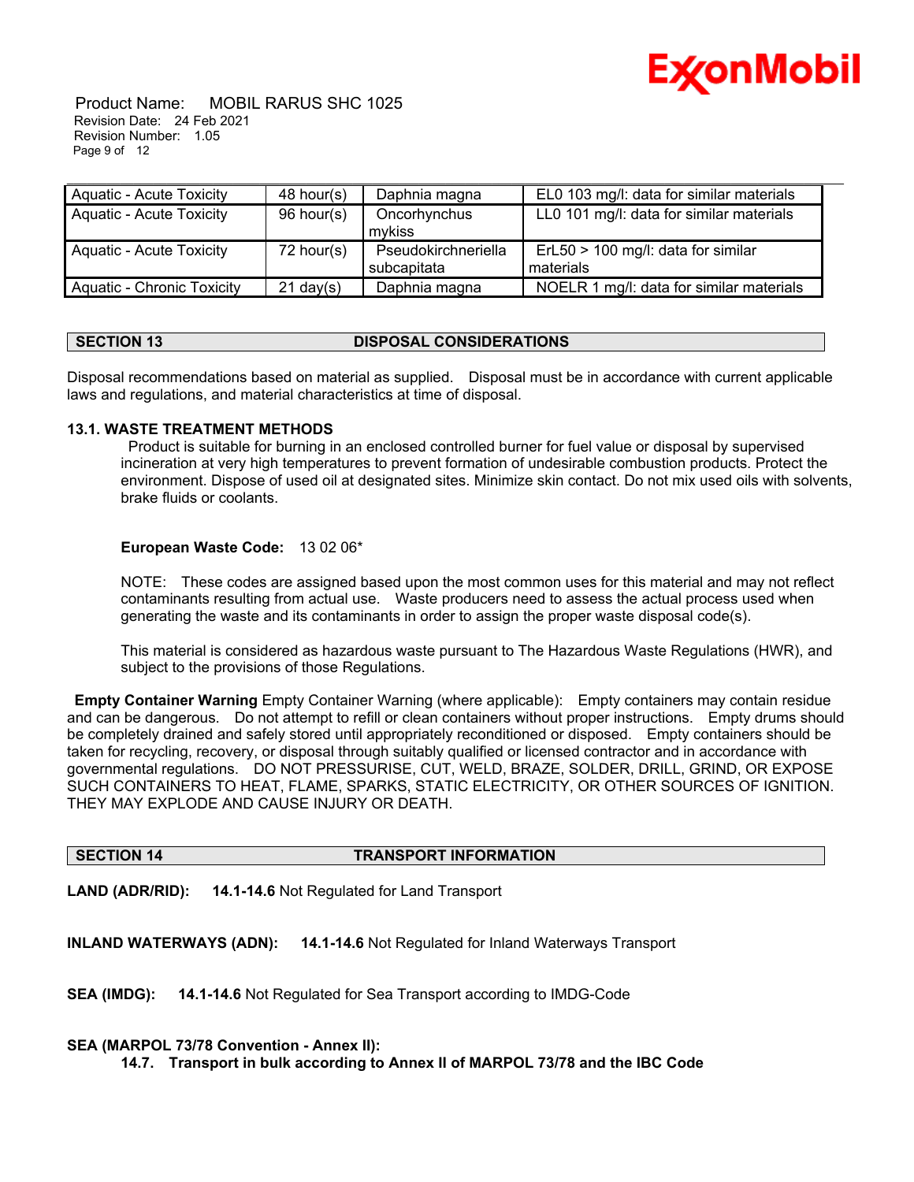| Aquatic - Acute Toxicity | 48 hour(s) | Daphnia magna | EL0 103 mg/l: data for similar materials |
|---|---|---|---|
| Aquatic - Acute Toxicity | 96 hour(s) | Oncorhynchus mykiss | LL0 101 mg/l: data for similar materials |
| Aquatic - Acute Toxicity | 72 hour(s) | Pseudokirchneriella subcapitata | ErL50 > 100 mg/l: data for similar materials |
| Aquatic - Chronic Toxicity | 21 day(s) | Daphnia magna | NOELR 1 mg/l: data for similar materials |

## SECTION 13 DISPOSAL CONSIDERATIONS

Disposal recommendations based on material as supplied. Disposal must be in accordance with current applicable laws and regulations, and material characteristics at time of disposal.

### 13.1. WASTE TREATMENT METHODS

Product is suitable for burning in an enclosed controlled burner for fuel value or disposal by supervised incineration at very high temperatures to prevent formation of undesirable combustion products. Protect the environment. Dispose of used oil at designated sites. Minimize skin contact. Do not mix used oils with solvents, brake fluids or coolants.

**European Waste Code:** 13 02 06*

NOTE: These codes are assigned based upon the most common uses for this material and may not reflect contaminants resulting from actual use. Waste producers need to assess the actual process used when generating the waste and its contaminants in order to assign the proper waste disposal code(s).

This material is considered as hazardous waste pursuant to The Hazardous Waste Regulations (HWR), and subject to the provisions of those Regulations.

**Empty Container Warning** Empty Container Warning (where applicable): Empty containers may contain residue and can be dangerous. Do not attempt to refill or clean containers without proper instructions. Empty drums should be completely drained and safely stored until appropriately reconditioned or disposed. Empty containers should be taken for recycling, recovery, or disposal through suitably qualified or licensed contractor and in accordance with governmental regulations. DO NOT PRESSURISE, CUT, WELD, BRAZE, SOLDER, DRILL, GRIND, OR EXPOSE SUCH CONTAINERS TO HEAT, FLAME, SPARKS, STATIC ELECTRICITY, OR OTHER SOURCES OF IGNITION. THEY MAY EXPLODE AND CAUSE INJURY OR DEATH.

## SECTION 14 TRANSPORT INFORMATION

**LAND (ADR/RID):** **14.1-14.6** Not Regulated for Land Transport

**INLAND WATERWAYS (ADN):** **14.1-14.6** Not Regulated for Inland Waterways Transport

**SEA (IMDG):** **14.1-14.6** Not Regulated for Sea Transport according to IMDG-Code

**SEA (MARPOL 73/78 Convention - Annex II):**

**14.7. Transport in bulk according to Annex II of MARPOL 73/78 and the IBC Code**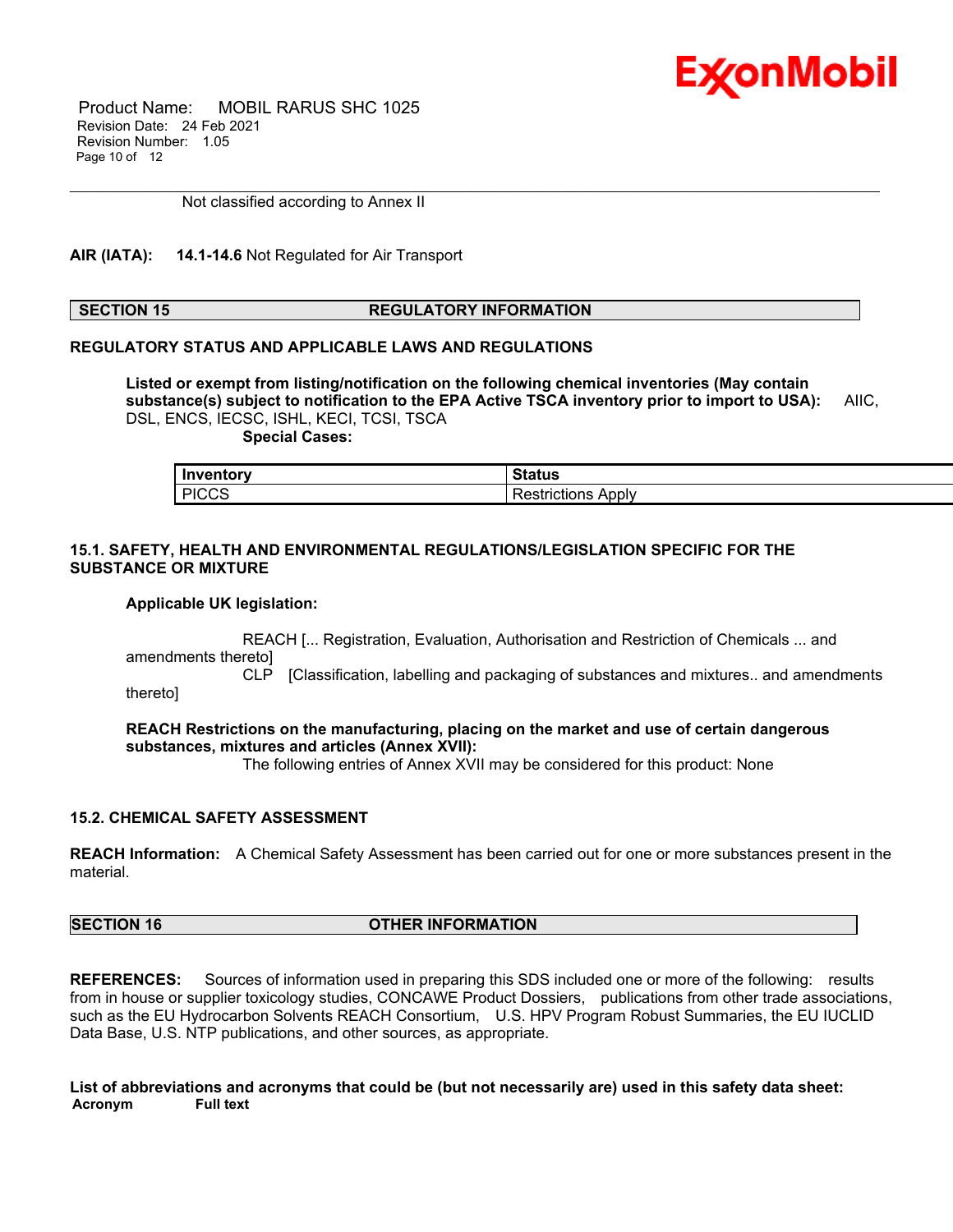Not classified according to Annex II

**AIR (IATA):** **14.1-14.6** Not Regulated for Air Transport

## SECTION 15 REGULATORY INFORMATION

**REGULATORY STATUS AND APPLICABLE LAWS AND REGULATIONS**

**Listed or exempt from listing/notification on the following chemical inventories (May contain substance(s) subject to notification to the EPA Active TSCA inventory prior to import to USA):** AIIC, DSL, ENCS, IECSC, ISHL, KECI, TCSI, TSCA

**Special Cases:**

| Inventory | Status |
|---|---|
| PICCS | Restrictions Apply |

**15.1. SAFETY, HEALTH AND ENVIRONMENTAL REGULATIONS/LEGISLATION SPECIFIC FOR THE SUBSTANCE OR MIXTURE**

**Applicable UK legislation:**

REACH [... Registration, Evaluation, Authorisation and Restriction of Chemicals ... and amendments thereto]

CLP [Classification, labelling and packaging of substances and mixtures.. and amendments thereto]

**REACH Restrictions on the manufacturing, placing on the market and use of certain dangerous substances, mixtures and articles (Annex XVII):**

The following entries of Annex XVII may be considered for this product: None

**15.2. CHEMICAL SAFETY ASSESSMENT**

**REACH Information:** A Chemical Safety Assessment has been carried out for one or more substances present in the material.

## SECTION 16 OTHER INFORMATION

**REFERENCES:** Sources of information used in preparing this SDS included one or more of the following: results from in house or supplier toxicology studies, CONCAWE Product Dossiers, publications from other trade associations, such as the EU Hydrocarbon Solvents REACH Consortium, U.S. HPV Program Robust Summaries, the EU IUCLID Data Base, U.S. NTP publications, and other sources, as appropriate.

**List of abbreviations and acronyms that could be (but not necessarily are) used in this safety data sheet:**

| Acronym | Full text |
|---|---|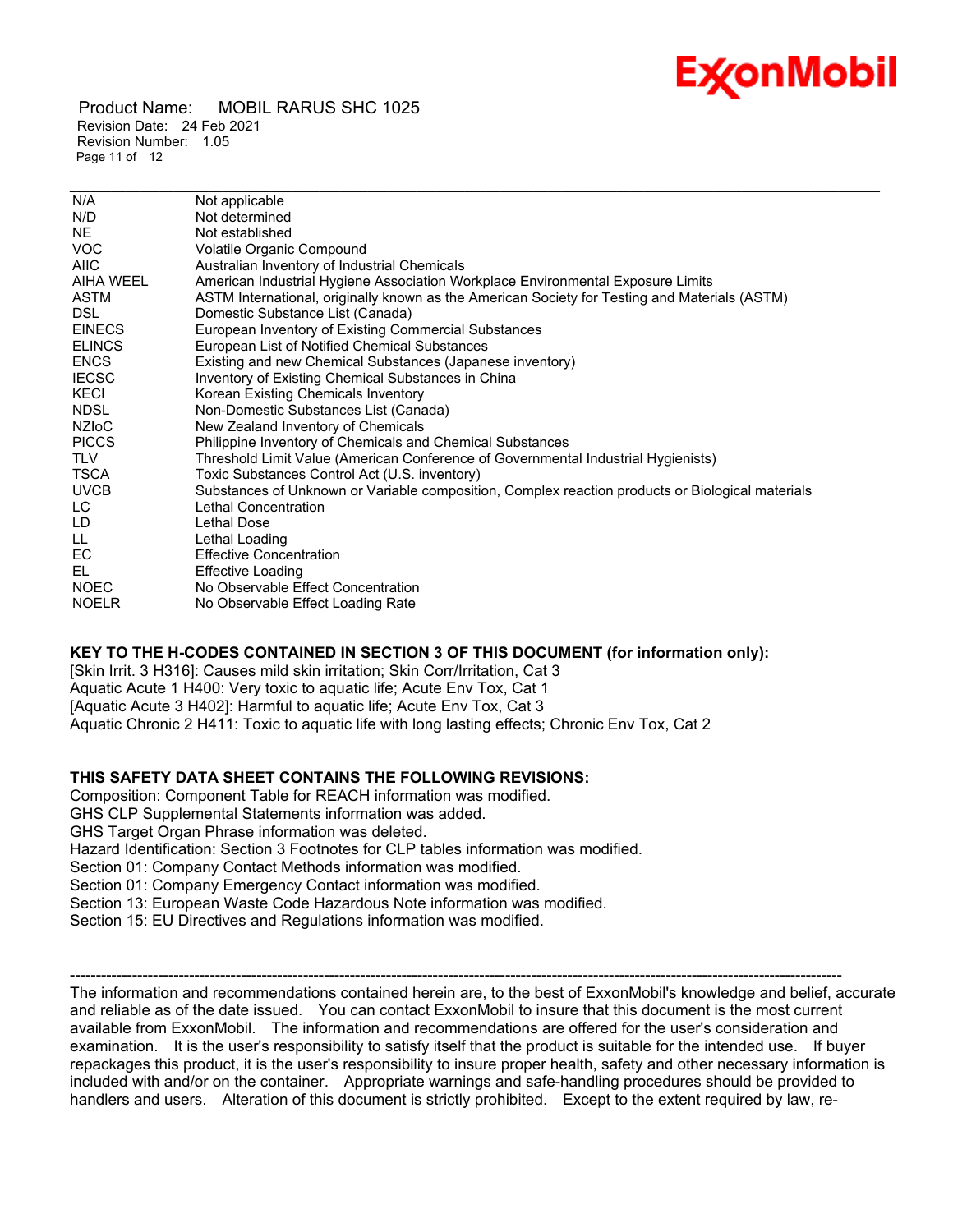| | |
|---|---|
| N/A | Not applicable |
| N/D | Not determined |
| NE | Not established |
| VOC | Volatile Organic Compound |
| AIIC | Australian Inventory of Industrial Chemicals |
| AIHA WEEL | American Industrial Hygiene Association Workplace Environmental Exposure Limits |
| ASTM | ASTM International, originally known as the American Society for Testing and Materials (ASTM) |
| DSL | Domestic Substance List (Canada) |
| EINECS | European Inventory of Existing Commercial Substances |
| ELINCS | European List of Notified Chemical Substances |
| ENCS | Existing and new Chemical Substances (Japanese inventory) |
| IECSC | Inventory of Existing Chemical Substances in China |
| KECI | Korean Existing Chemicals Inventory |
| NDSL | Non-Domestic Substances List (Canada) |
| NZIoC | New Zealand Inventory of Chemicals |
| PICCS | Philippine Inventory of Chemicals and Chemical Substances |
| TLV | Threshold Limit Value (American Conference of Governmental Industrial Hygienists) |
| TSCA | Toxic Substances Control Act (U.S. inventory) |
| UVCB | Substances of Unknown or Variable composition, Complex reaction products or Biological materials |
| LC | Lethal Concentration |
| LD | Lethal Dose |
| LL | Lethal Loading |
| EC | Effective Concentration |
| EL | Effective Loading |
| NOEC | No Observable Effect Concentration |
| NOELR | No Observable Effect Loading Rate |

**KEY TO THE H-CODES CONTAINED IN SECTION 3 OF THIS DOCUMENT (for information only):**

[Skin Irrit. 3 H316]: Causes mild skin irritation; Skin Corr/Irritation, Cat 3
Aquatic Acute 1 H400: Very toxic to aquatic life; Acute Env Tox, Cat 1
[Aquatic Acute 3 H402]: Harmful to aquatic life; Acute Env Tox, Cat 3
Aquatic Chronic 2 H411: Toxic to aquatic life with long lasting effects; Chronic Env Tox, Cat 2

**THIS SAFETY DATA SHEET CONTAINS THE FOLLOWING REVISIONS:**

Composition: Component Table for REACH information was modified.
GHS CLP Supplemental Statements information was added.
GHS Target Organ Phrase information was deleted.
Hazard Identification: Section 3 Footnotes for CLP tables information was modified.
Section 01: Company Contact Methods information was modified.
Section 01: Company Emergency Contact information was modified.
Section 13: European Waste Code Hazardous Note information was modified.
Section 15: EU Directives and Regulations information was modified.

-----------------------------------------------------------------------------------------------------------------------------------------------

The information and recommendations contained herein are, to the best of ExxonMobil's knowledge and belief, accurate and reliable as of the date issued. You can contact ExxonMobil to insure that this document is the most current available from ExxonMobil. The information and recommendations are offered for the user's consideration and examination. It is the user's responsibility to satisfy itself that the product is suitable for the intended use. If buyer repackages this product, it is the user's responsibility to insure proper health, safety and other necessary information is included with and/or on the container. Appropriate warnings and safe-handling procedures should be provided to handlers and users. Alteration of this document is strictly prohibited. Except to the extent required by law, re-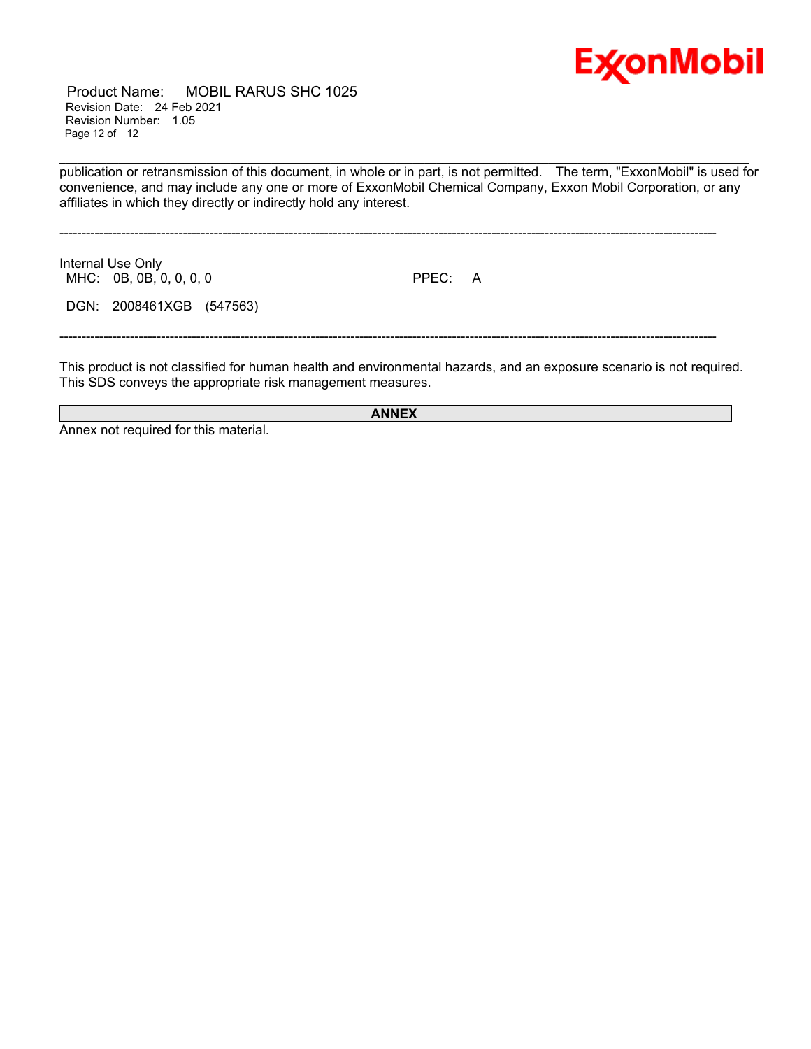publication or retransmission of this document, in whole or in part, is not permitted. The term, "ExxonMobil" is used for convenience, and may include any one or more of ExxonMobil Chemical Company, Exxon Mobil Corporation, or any affiliates in which they directly or indirectly hold any interest.

-----------------------------------------------------------------------------------------------------------------------------------------------

Internal Use Only
MHC: 0B, 0B, 0, 0, 0, 0 PPEC: A

DGN: 2008461XGB (547563)

-----------------------------------------------------------------------------------------------------------------------------------------------

This product is not classified for human health and environmental hazards, and an exposure scenario is not required. This SDS conveys the appropriate risk management measures.

## ANNEX

Annex not required for this material.